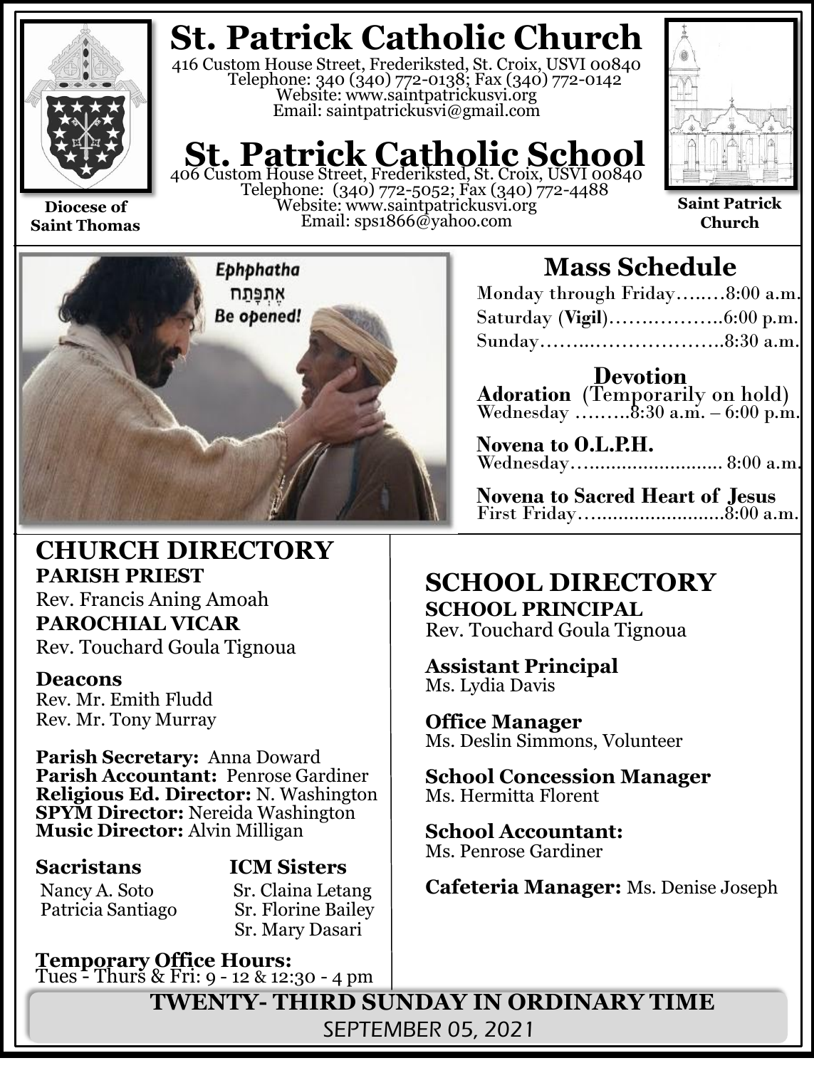# St. Patrick Catholic Church

416 Custom House Street, Frederiksted, St. Croix, USVI 00840
Telephone: 340 (340) 772-0138; Fax (340) 772-0142
Website: www.saintpatrickusvi.org
Email: saintpatrickusvi@gmail.com

# St. Patrick Catholic School

406 Custom House Street, Frederiksted, St. Croix, USVI 00840
Telephone: (340) 772-5052; Fax (340) 772-4488
Website: www.saintpatrickusvi.org
Email: sps1866@yahoo.com

**Diocese of Saint Thomas**

**Saint Patrick Church**

Ephphatha
אֶתְפַּתַּח
Be opened!

## Mass Schedule

Monday through Friday……..8:00 a.m.
Saturday (**Vigil**)………………..6:00 p.m.
Sunday………..………………..8:30 a.m.

### Devotion

**Adoration** (Temporarily on hold)
Wednesday ………8:30 a.m. – 6:00 p.m.

**Novena to O.L.P.H.**
Wednesday…......................... 8:00 a.m.

**Novena to Sacred Heart of Jesus**
First Friday…........................8:00 a.m.

## CHURCH DIRECTORY

**PARISH PRIEST**
Rev. Francis Aning Amoah

**PAROCHIAL VICAR**
Rev. Touchard Goula Tignoua

**Deacons**
Rev. Mr. Emith Fludd
Rev. Mr. Tony Murray

**Parish Secretary:** Anna Doward
**Parish Accountant:** Penrose Gardiner
**Religious Ed. Director:** N. Washington
**SPYM Director:** Nereida Washington
**Music Director:** Alvin Milligan

**Sacristans**
Nancy A. Soto
Patricia Santiago

**ICM Sisters**
Sr. Claina Letang
Sr. Florine Bailey
Sr. Mary Dasari

**Temporary Office Hours:**
Tues - Thurs & Fri: 9 - 12 & 12:30 - 4 pm

## SCHOOL DIRECTORY

**SCHOOL PRINCIPAL**
Rev. Touchard Goula Tignoua

**Assistant Principal**
Ms. Lydia Davis

**Office Manager**
Ms. Deslin Simmons, Volunteer

**School Concession Manager**
Ms. Hermitta Florent

**School Accountant:**
Ms. Penrose Gardiner

**Cafeteria Manager:** Ms. Denise Joseph

**TWENTY- THIRD SUNDAY IN ORDINARY TIME**
SEPTEMBER 05, 2021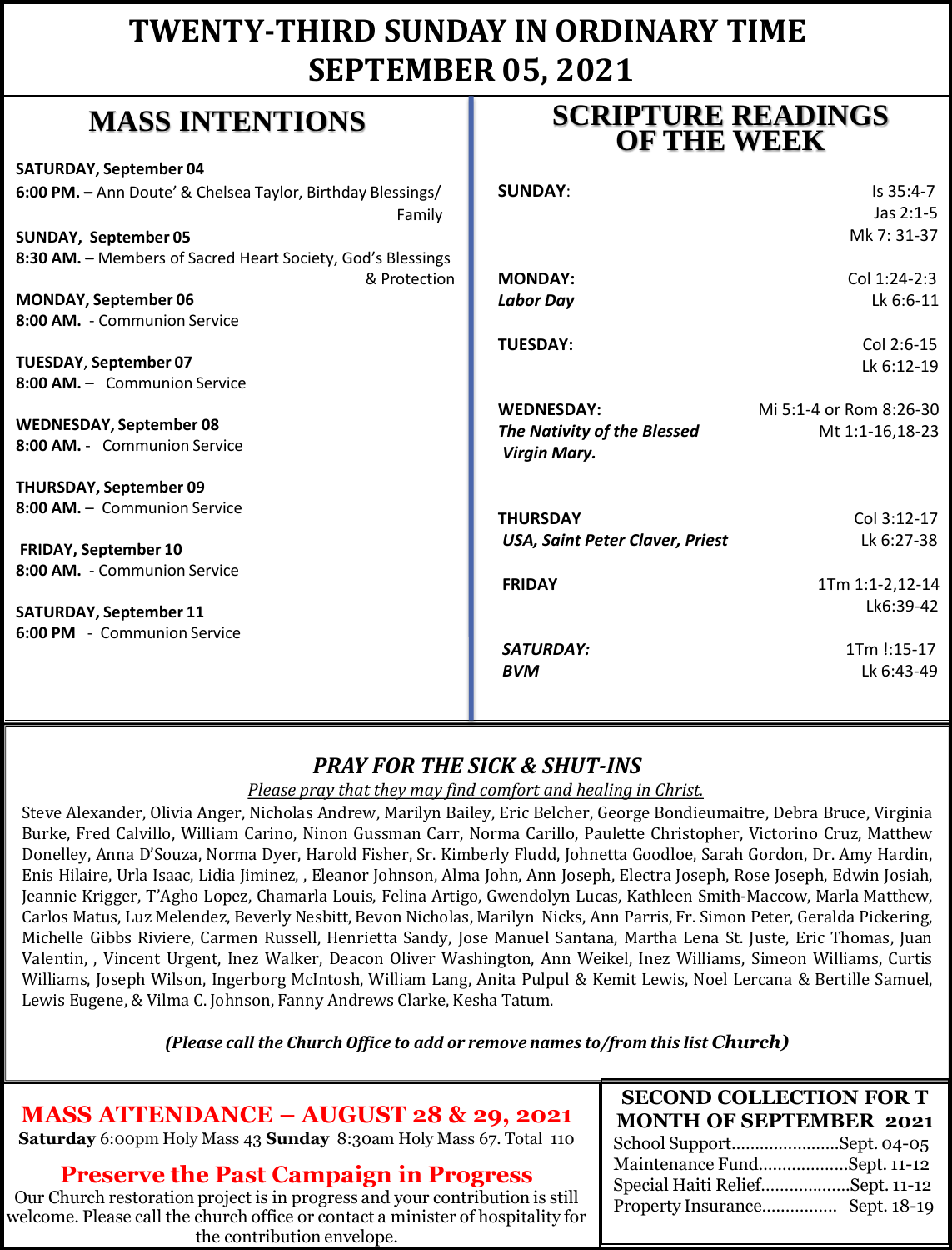# TWENTY-THIRD SUNDAY IN ORDINARY TIME
# SEPTEMBER 05, 2021

## MASS INTENTIONS

**SATURDAY, September 04**
**6:00 PM. –** Ann Doute' & Chelsea Taylor, Birthday Blessings/ Family

**SUNDAY, September 05**
**8:30 AM. –** Members of Sacred Heart Society, God's Blessings & Protection

**MONDAY, September 06**
**8:00 AM.** - Communion Service

**TUESDAY, September 07**
**8:00 AM.** – Communion Service

**WEDNESDAY, September 08**
**8:00 AM.** - Communion Service

**THURSDAY, September 09**
**8:00 AM.** – Communion Service

**FRIDAY, September 10**
**8:00 AM.** - Communion Service

**SATURDAY, September 11**
**6:00 PM** - Communion Service

## SCRIPTURE READINGS OF THE WEEK

| | |
|---|---|
| **SUNDAY**: | Is 35:4-7<br>Jas 2:1-5<br>Mk 7: 31-37 |
| **MONDAY:**<br>***Labor Day*** | Col 1:24-2:3<br>Lk 6:6-11 |
| **TUESDAY:** | Col 2:6-15<br>Lk 6:12-19 |
| **WEDNESDAY:**<br>***The Nativity of the Blessed Virgin Mary.*** | Mi 5:1-4 or Rom 8:26-30<br>Mt 1:1-16,18-23 |
| **THURSDAY**<br>***USA, Saint Peter Claver, Priest*** | Col 3:12-17<br>Lk 6:27-38 |
| **FRIDAY** | 1Tm 1:1-2,12-14<br>Lk6:39-42 |
| ***SATURDAY:***<br>***BVM*** | 1Tm !:15-17<br>Lk 6:43-49 |

### *PRAY FOR THE SICK & SHUT-INS*

*Please pray that they may find comfort and healing in Christ.*

Steve Alexander, Olivia Anger, Nicholas Andrew, Marilyn Bailey, Eric Belcher, George Bondieumaitre, Debra Bruce, Virginia Burke, Fred Calvillo, William Carino, Ninon Gussman Carr, Norma Carillo, Paulette Christopher, Victorino Cruz, Matthew Donelley, Anna D'Souza, Norma Dyer, Harold Fisher, Sr. Kimberly Fludd, Johnetta Goodloe, Sarah Gordon, Dr. Amy Hardin, Enis Hilaire, Urla Isaac, Lidia Jiminez, , Eleanor Johnson, Alma John, Ann Joseph, Electra Joseph, Rose Joseph, Edwin Josiah, Jeannie Krigger, T'Agho Lopez, Chamarla Louis, Felina Artigo, Gwendolyn Lucas, Kathleen Smith-Maccow, Marla Matthew, Carlos Matus, Luz Melendez, Beverly Nesbitt, Bevon Nicholas, Marilyn Nicks, Ann Parris, Fr. Simon Peter, Geralda Pickering, Michelle Gibbs Riviere, Carmen Russell, Henrietta Sandy, Jose Manuel Santana, Martha Lena St. Juste, Eric Thomas, Juan Valentin, , Vincent Urgent, Inez Walker, Deacon Oliver Washington, Ann Weikel, Inez Williams, Simeon Williams, Curtis Williams, Joseph Wilson, Ingerborg McIntosh, William Lang, Anita Pulpul & Kemit Lewis, Noel Lercana & Bertille Samuel, Lewis Eugene, & Vilma C. Johnson, Fanny Andrews Clarke, Kesha Tatum.

***(Please call the Church Office to add or remove names to/from this list Church)***

## MASS ATTENDANCE – AUGUST 28 & 29, 2021

**Saturday** 6:00pm Holy Mass 43 **Sunday** 8:30am Holy Mass 67. Total 110

## Preserve the Past Campaign in Progress

Our Church restoration project is in progress and your contribution is still welcome. Please call the church office or contact a minister of hospitality for the contribution envelope.

## SECOND COLLECTION FOR T MONTH OF SEPTEMBER 2021

School Support.......................Sept. 04-05
Maintenance Fund...................Sept. 11-12
Special Haiti Relief...................Sept. 11-12
Property Insurance................ Sept. 18-19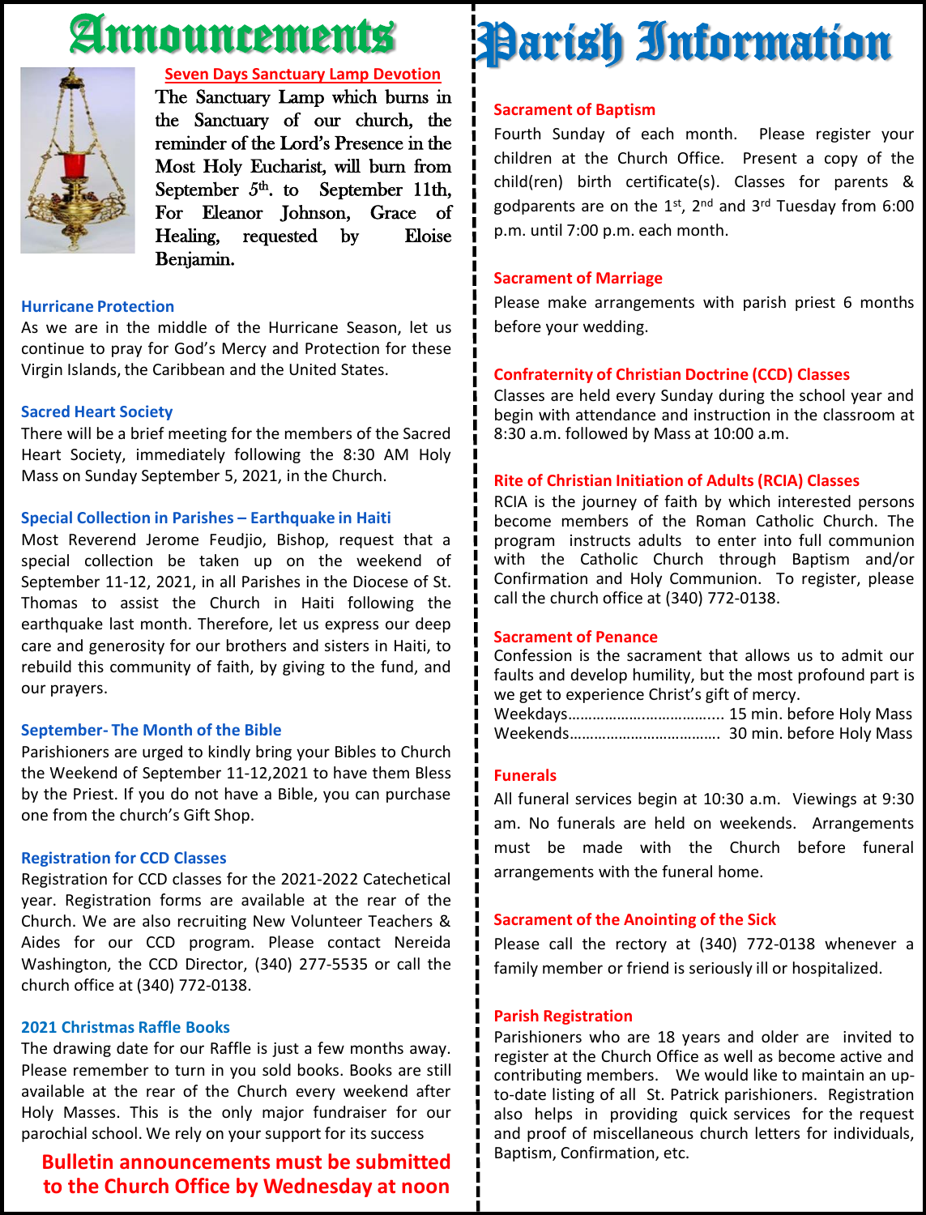# Announcements

## Seven Days Sanctuary Lamp Devotion

The Sanctuary Lamp which burns in the Sanctuary of our church, the reminder of the Lord's Presence in the Most Holy Eucharist, will burn from September 5th. to September 11th, For Eleanor Johnson, Grace of Healing, requested by Eloise Benjamin.

### Hurricane Protection

As we are in the middle of the Hurricane Season, let us continue to pray for God's Mercy and Protection for these Virgin Islands, the Caribbean and the United States.

### Sacred Heart Society

There will be a brief meeting for the members of the Sacred Heart Society, immediately following the 8:30 AM Holy Mass on Sunday September 5, 2021, in the Church.

### Special Collection in Parishes – Earthquake in Haiti

Most Reverend Jerome Feudjio, Bishop, request that a special collection be taken up on the weekend of September 11-12, 2021, in all Parishes in the Diocese of St. Thomas to assist the Church in Haiti following the earthquake last month. Therefore, let us express our deep care and generosity for our brothers and sisters in Haiti, to rebuild this community of faith, by giving to the fund, and our prayers.

### September- The Month of the Bible

Parishioners are urged to kindly bring your Bibles to Church the Weekend of September 11-12,2021 to have them Bless by the Priest. If you do not have a Bible, you can purchase one from the church's Gift Shop.

### Registration for CCD Classes

Registration for CCD classes for the 2021-2022 Catechetical year. Registration forms are available at the rear of the Church. We are also recruiting New Volunteer Teachers & Aides for our CCD program. Please contact Nereida Washington, the CCD Director, (340) 277-5535 or call the church office at (340) 772-0138.

### 2021 Christmas Raffle Books

The drawing date for our Raffle is just a few months away. Please remember to turn in you sold books. Books are still available at the rear of the Church every weekend after Holy Masses. This is the only major fundraiser for our parochial school. We rely on your support for its success

**Bulletin announcements must be submitted to the Church Office by Wednesday at noon**

# Parish Information

### Sacrament of Baptism

Fourth Sunday of each month. Please register your children at the Church Office. Present a copy of the child(ren) birth certificate(s). Classes for parents & godparents are on the 1st, 2nd and 3rd Tuesday from 6:00 p.m. until 7:00 p.m. each month.

### Sacrament of Marriage

Please make arrangements with parish priest 6 months before your wedding.

### Confraternity of Christian Doctrine (CCD) Classes

Classes are held every Sunday during the school year and begin with attendance and instruction in the classroom at 8:30 a.m. followed by Mass at 10:00 a.m.

### Rite of Christian Initiation of Adults (RCIA) Classes

RCIA is the journey of faith by which interested persons become members of the Roman Catholic Church. The program instructs adults to enter into full communion with the Catholic Church through Baptism and/or Confirmation and Holy Communion. To register, please call the church office at (340) 772-0138.

### Sacrament of Penance

Confession is the sacrament that allows us to admit our faults and develop humility, but the most profound part is we get to experience Christ's gift of mercy.

Weekdays………………………………. 15 min. before Holy Mass
Weekends………………………………. 30 min. before Holy Mass

### Funerals

All funeral services begin at 10:30 a.m. Viewings at 9:30 am. No funerals are held on weekends. Arrangements must be made with the Church before funeral arrangements with the funeral home.

### Sacrament of the Anointing of the Sick

Please call the rectory at (340) 772-0138 whenever a family member or friend is seriously ill or hospitalized.

### Parish Registration

Parishioners who are 18 years and older are invited to register at the Church Office as well as become active and contributing members. We would like to maintain an up-to-date listing of all St. Patrick parishioners. Registration also helps in providing quick services for the request and proof of miscellaneous church letters for individuals, Baptism, Confirmation, etc.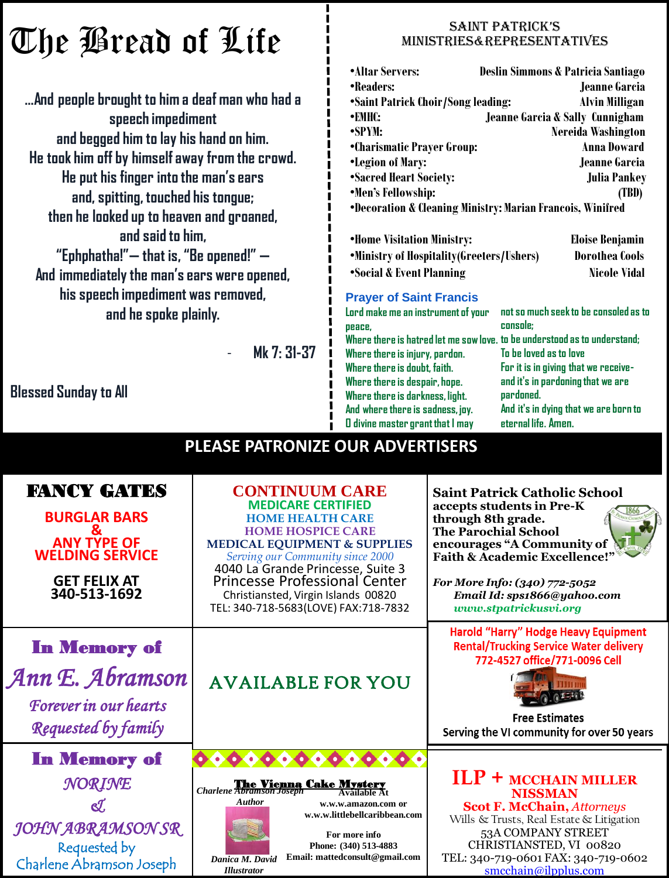# The Bread of Life

...And people brought to him a deaf man who had a speech impediment
and begged him to lay his hand on him.
He took him off by himself away from the crowd.
He put his finger into the man's ears
and, spitting, touched his tongue;
then he looked up to heaven and groaned,
and said to him,
"Ephphatha!"— that is, "Be opened!" —
And immediately the man's ears were opened,
his speech impediment was removed,
and he spoke plainly.

\- **Mk 7: 31-37**

**Blessed Sunday to All**

## SAINT PATRICK'S MINISTRIES&REPRESENTATIVES

- **Altar Servers:** Deslin Simmons & Patricia Santiago
- **Readers:** Jeanne Garcia
- **Saint Patrick Choir/Song leading:** Alvin Milligan
- **EMHC:** Jeanne Garcia & Sally Cunnigham
- **SPYM:** Nereida Washington
- **Charismatic Prayer Group:** Anna Doward
- **Legion of Mary:** Jeanne Garcia
- **Sacred Heart Society:** Julia Pankey
- **Men's Fellowship:** (TBD)
- **Decoration & Cleaning Ministry:** Marian Francois, Winifred

- **Home Visitation Ministry:** Eloise Benjamin
- **Ministry of Hospitality(Greeters/Ushers)** Dorothea Cools
- **Social & Event Planning** Nicole Vidal

### Prayer of Saint Francis

Lord make me an instrument of your peace,
Where there is hatred let me sow love.
Where there is injury, pardon.
Where there is doubt, faith.
Where there is despair, hope.
Where there is darkness, light.
And where there is sadness, joy.
O divine master grant that I may
not so much seek to be consoled as to console;
to be understood as to understand;
To be loved as to love
For it is in giving that we receive-
and it's in pardoning that we are pardoned.
And it's in dying that we are born to eternal life. Amen.

## PLEASE PATRONIZE OUR ADVERTISERS

**FANCY GATES**
BURGLAR BARS & ANY TYPE OF WELDING SERVICE
GET FELIX AT 340-513-1692

**CONTINUUM CARE**
MEDICARE CERTIFIED
HOME HEALTH CARE
HOME HOSPICE CARE
MEDICAL EQUIPMENT & SUPPLIES
*Serving our Community since 2000*
4040 La Grande Princesse, Suite 3
Princesse Professional Center
Christiansted, Virgin Islands 00820
TEL: 340-718-5683(LOVE) FAX:718-7832

**Saint Patrick Catholic School** accepts students in Pre-K through 8th grade. The Parochial School encourages "A Community of Faith & Academic Excellence!"
*For More Info: (340) 772-5052*
*Email Id: sps1866@yahoo.com*
*www.stpatrickusvi.org*

**In Memory of**
*Ann E. Abramson*
*Forever in our hearts*
*Requested by family*

AVAILABLE FOR YOU

**Harold "Harry" Hodge Heavy Equipment Rental/Trucking Service Water delivery**
772-4527 office/771-0096 Cell
Free Estimates
Serving the VI community for over 50 years

**In Memory of**
*NORINE & JOHN ABRAMSON SR*
Requested by Charlene Abramson Joseph

**The Vienna Cake Mystery**
*Charlene Abramson Joseph*
*Author*
*Danica M. David*
*Illustrator*
Available At
w.w.w.amazon.com or
w.w.w.littlebellcaribbean.com
For more info
Phone: (340) 513-4883
Email: mattedconsult@gmail.com

**ILP + MCCHAIN MILLER NISSMAN**
**Scot F. McChain,** *Attorneys*
Wills & Trusts, Real Estate & Litigation
53A COMPANY STREET
CHRISTIANSTED, VI 00820
TEL: 340-719-0601 FAX: 340-719-0602
smcchain@ilpplus.com